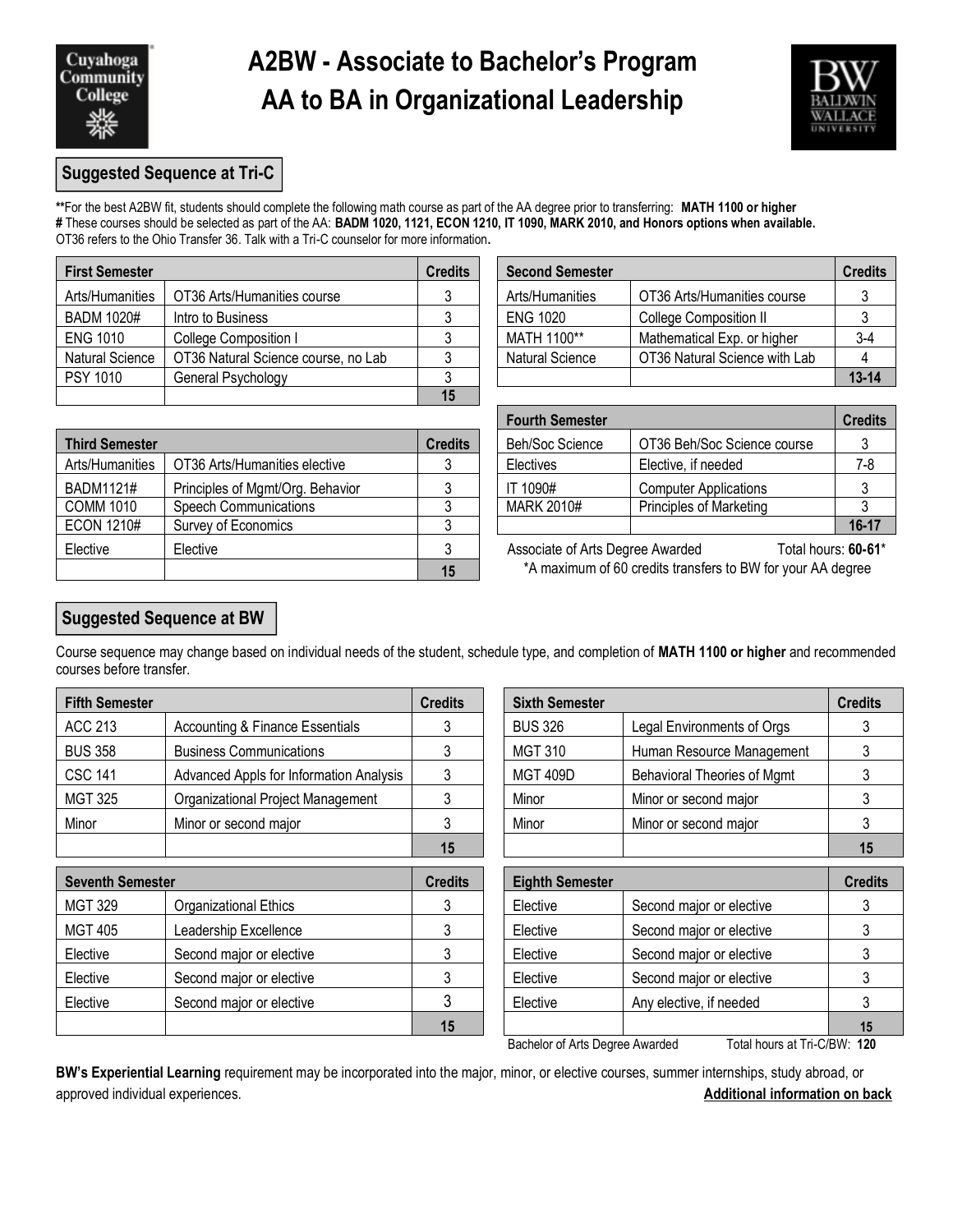# A2BW - Associate to Bachelor's Program
# AA to BA in Organizational Leadership

## Suggested Sequence at Tri-C

**For the best A2BW fit, students should complete the following math course as part of the AA degree prior to transferring: **MATH 1100 or higher**
# These courses should be selected as part of the AA: **BADM 1020, 1121, ECON 1210, IT 1090, MARK 2010, and Honors options when available.**
OT36 refers to the Ohio Transfer 36. Talk with a Tri-C counselor for more information.

| First Semester | | Credits |
|---|---|---|
| Arts/Humanities | OT36 Arts/Humanities course | 3 |
| BADM 1020# | Intro to Business | 3 |
| ENG 1010 | College Composition I | 3 |
| Natural Science | OT36 Natural Science course, no Lab | 3 |
| PSY 1010 | General Psychology | 3 |
| | | **15** |

| Second Semester | | Credits |
|---|---|---|
| Arts/Humanities | OT36 Arts/Humanities course | 3 |
| ENG 1020 | College Composition II | 3 |
| MATH 1100** | Mathematical Exp. or higher | 3-4 |
| Natural Science | OT36 Natural Science with Lab | 4 |
| | | **13-14** |

| Third Semester | | Credits |
|---|---|---|
| Arts/Humanities | OT36 Arts/Humanities elective | 3 |
| BADM1121# | Principles of Mgmt/Org. Behavior | 3 |
| COMM 1010 | Speech Communications | 3 |
| ECON 1210# | Survey of Economics | 3 |
| Elective | Elective | 3 |
| | | **15** |

| Fourth Semester | | Credits |
|---|---|---|
| Beh/Soc Science | OT36 Beh/Soc Science course | 3 |
| Electives | Elective, if needed | 7-8 |
| IT 1090# | Computer Applications | 3 |
| MARK 2010# | Principles of Marketing | 3 |
| | | **16-17** |

Associate of Arts Degree Awarded Total hours: **60-61***

*A maximum of 60 credits transfers to BW for your AA degree

## Suggested Sequence at BW

Course sequence may change based on individual needs of the student, schedule type, and completion of **MATH 1100 or higher** and recommended courses before transfer.

| Fifth Semester | | Credits |
|---|---|---|
| ACC 213 | Accounting & Finance Essentials | 3 |
| BUS 358 | Business Communications | 3 |
| CSC 141 | Advanced Appls for Information Analysis | 3 |
| MGT 325 | Organizational Project Management | 3 |
| Minor | Minor or second major | 3 |
| | | **15** |

| Sixth Semester | | Credits |
|---|---|---|
| BUS 326 | Legal Environments of Orgs | 3 |
| MGT 310 | Human Resource Management | 3 |
| MGT 409D | Behavioral Theories of Mgmt | 3 |
| Minor | Minor or second major | 3 |
| Minor | Minor or second major | 3 |
| | | **15** |

| Seventh Semester | | Credits |
|---|---|---|
| MGT 329 | Organizational Ethics | 3 |
| MGT 405 | Leadership Excellence | 3 |
| Elective | Second major or elective | 3 |
| Elective | Second major or elective | 3 |
| Elective | Second major or elective | 3 |
| | | **15** |

| Eighth Semester | | Credits |
|---|---|---|
| Elective | Second major or elective | 3 |
| Elective | Second major or elective | 3 |
| Elective | Second major or elective | 3 |
| Elective | Second major or elective | 3 |
| Elective | Any elective, if needed | 3 |
| | | **15** |

Bachelor of Arts Degree Awarded Total hours at Tri-C/BW: **120**

**BW's Experiential Learning** requirement may be incorporated into the major, minor, or elective courses, summer internships, study abroad, or approved individual experiences.

**Additional information on back**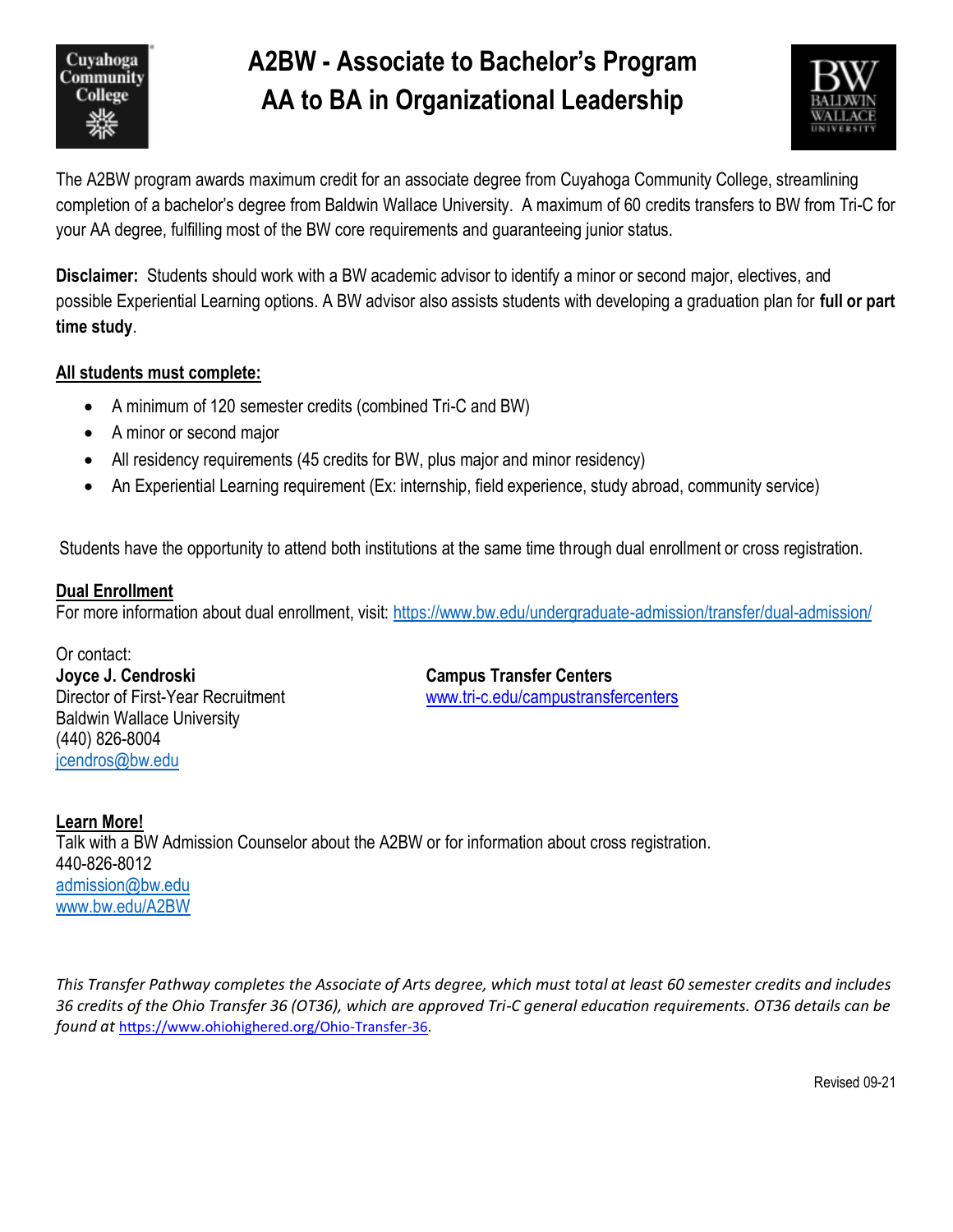# A2BW - Associate to Bachelor's Program
# AA to BA in Organizational Leadership

The A2BW program awards maximum credit for an associate degree from Cuyahoga Community College, streamlining completion of a bachelor's degree from Baldwin Wallace University. A maximum of 60 credits transfers to BW from Tri-C for your AA degree, fulfilling most of the BW core requirements and guaranteeing junior status.

**Disclaimer:** Students should work with a BW academic advisor to identify a minor or second major, electives, and possible Experiential Learning options. A BW advisor also assists students with developing a graduation plan for **full or part time study**.

**All students must complete:**

- A minimum of 120 semester credits (combined Tri-C and BW)
- A minor or second major
- All residency requirements (45 credits for BW, plus major and minor residency)
- An Experiential Learning requirement (Ex: internship, field experience, study abroad, community service)

Students have the opportunity to attend both institutions at the same time through dual enrollment or cross registration.

**Dual Enrollment**
For more information about dual enrollment, visit: https://www.bw.edu/undergraduate-admission/transfer/dual-admission/

Or contact:
**Joyce J. Cendroski**
Director of First-Year Recruitment
Baldwin Wallace University
(440) 826-8004
jcendros@bw.edu

**Campus Transfer Centers**
www.tri-c.edu/campustransfercenters

**Learn More!**
Talk with a BW Admission Counselor about the A2BW or for information about cross registration.
440-826-8012
admission@bw.edu
www.bw.edu/A2BW

*This Transfer Pathway completes the Associate of Arts degree, which must total at least 60 semester credits and includes 36 credits of the Ohio Transfer 36 (OT36), which are approved Tri-C general education requirements. OT36 details can be found at* https://www.ohiohighered.org/Ohio-Transfer-36.

Revised 09-21